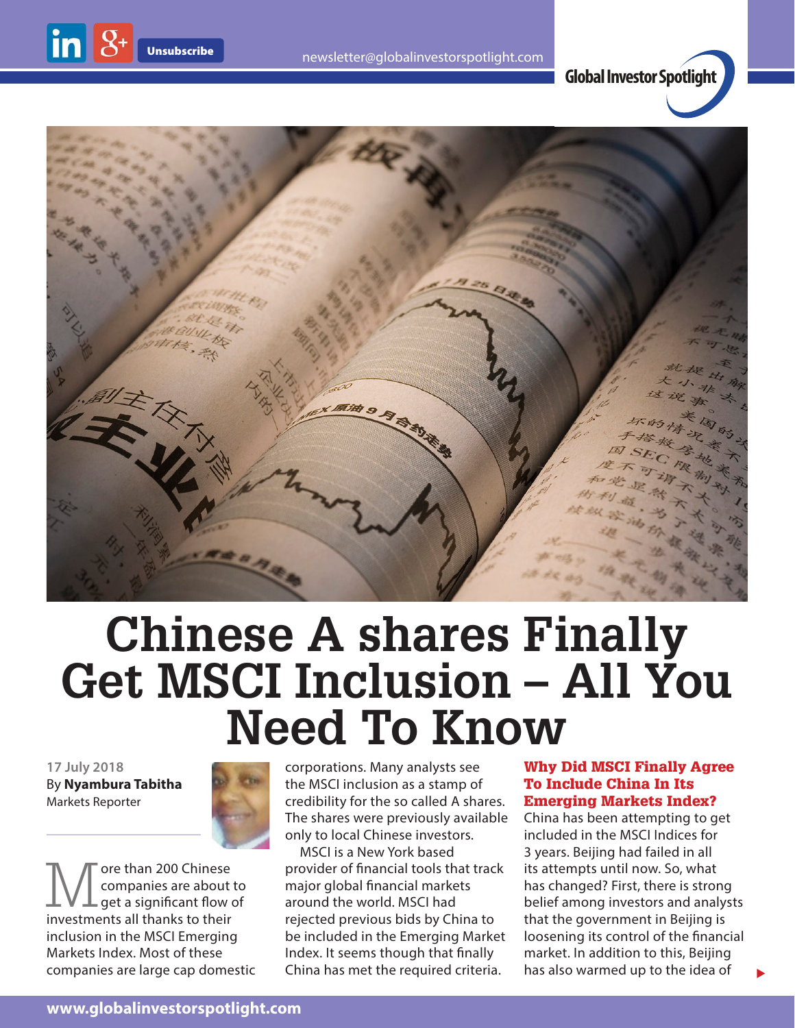# Chinese A shares Finally Get MSCI Inclusion – All You Need To Know

17 July 2018
By **Nyambura Tabitha**
Markets Reporter

More than 200 Chinese companies are about to get a significant flow of investments all thanks to their inclusion in the MSCI Emerging Markets Index. Most of these companies are large cap domestic corporations. Many analysts see the MSCI inclusion as a stamp of credibility for the so called A shares. The shares were previously available only to local Chinese investors.

MSCI is a New York based provider of financial tools that track major global financial markets around the world. MSCI had rejected previous bids by China to be included in the Emerging Market Index. It seems though that finally China has met the required criteria.

### Why Did MSCI Finally Agree To Include China In Its Emerging Markets Index?

China has been attempting to get included in the MSCI Indices for 3 years. Beijing had failed in all its attempts until now. So, what has changed? First, there is strong belief among investors and analysts that the government in Beijing is loosening its control of the financial market. In addition to this, Beijing has also warmed up to the idea of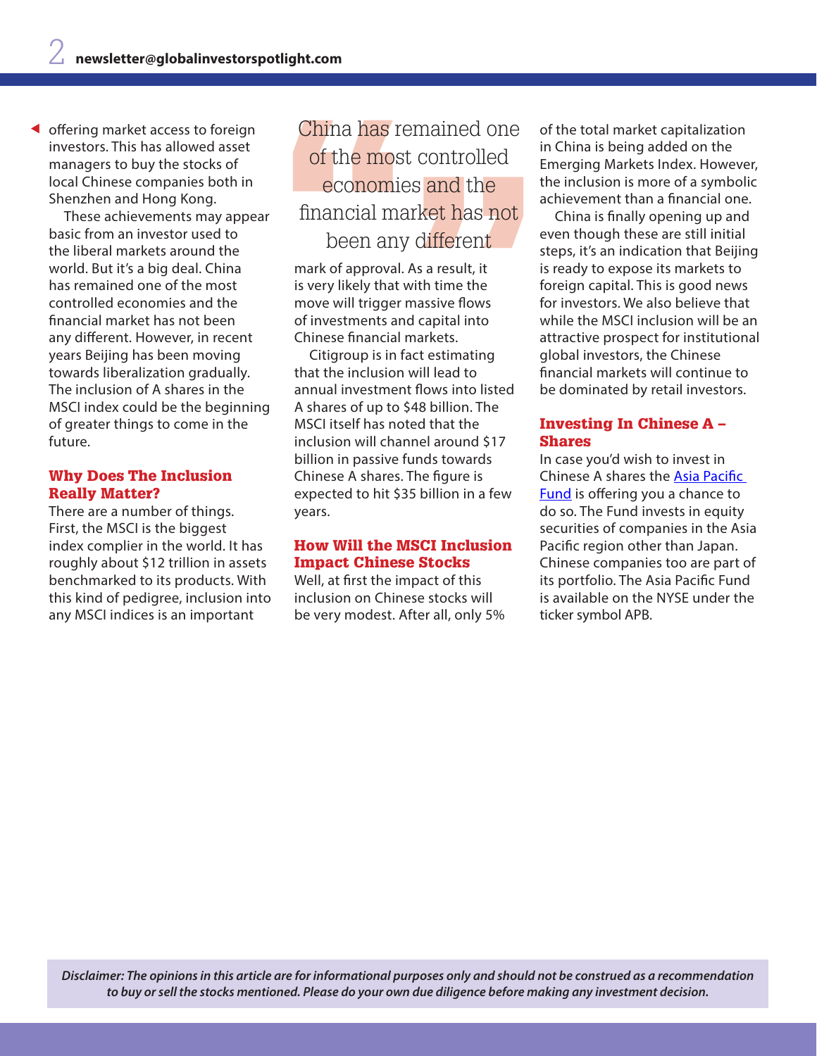offering market access to foreign investors. This has allowed asset managers to buy the stocks of local Chinese companies both in Shenzhen and Hong Kong.

These achievements may appear basic from an investor used to the liberal markets around the world. But it's a big deal. China has remained one of the most controlled economies and the financial market has not been any different. However, in recent years Beijing has been moving towards liberalization gradually. The inclusion of A shares in the MSCI index could be the beginning of greater things to come in the future.

## Why Does The Inclusion Really Matter?

There are a number of things. First, the MSCI is the biggest index complier in the world. It has roughly about $12 trillion in assets benchmarked to its products. With this kind of pedigree, inclusion into any MSCI indices is an important mark of approval. As a result, it is very likely that with time the move will trigger massive flows of investments and capital into Chinese financial markets.

> China has remained one of the most controlled economies and the financial market has not been any different

Citigroup is in fact estimating that the inclusion will lead to annual investment flows into listed A shares of up to $48 billion. The MSCI itself has noted that the inclusion will channel around $17 billion in passive funds towards Chinese A shares. The figure is expected to hit $35 billion in a few years.

## How Will the MSCI Inclusion Impact Chinese Stocks

Well, at first the impact of this inclusion on Chinese stocks will be very modest. After all, only 5% of the total market capitalization in China is being added on the Emerging Markets Index. However, the inclusion is more of a symbolic achievement than a financial one.

China is finally opening up and even though these are still initial steps, it's an indication that Beijing is ready to expose its markets to foreign capital. This is good news for investors. We also believe that while the MSCI inclusion will be an attractive prospect for institutional global investors, the Chinese financial markets will continue to be dominated by retail investors.

## Investing In Chinese A – Shares

In case you'd wish to invest in Chinese A shares the Asia Pacific Fund is offering you a chance to do so. The Fund invests in equity securities of companies in the Asia Pacific region other than Japan. Chinese companies too are part of its portfolio. The Asia Pacific Fund is available on the NYSE under the ticker symbol APB.

*Disclaimer: The opinions in this article are for informational purposes only and should not be construed as a recommendation to buy or sell the stocks mentioned. Please do your own due diligence before making any investment decision.*